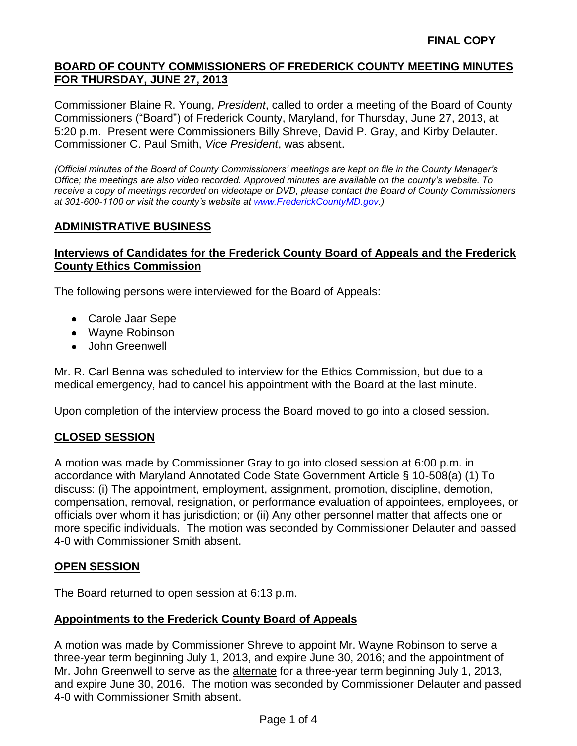**FINAL COPY**

## BOARD OF COUNTY COMMISSIONERS OF FREDERICK COUNTY MEETING MINUTES FOR THURSDAY, JUNE 27, 2013

Commissioner Blaine R. Young, *President*, called to order a meeting of the Board of County Commissioners ("Board") of Frederick County, Maryland, for Thursday, June 27, 2013, at 5:20 p.m. Present were Commissioners Billy Shreve, David P. Gray, and Kirby Delauter. Commissioner C. Paul Smith, *Vice President*, was absent.

*(Official minutes of the Board of County Commissioners' meetings are kept on file in the County Manager's Office; the meetings are also video recorded. Approved minutes are available on the county's website. To receive a copy of meetings recorded on videotape or DVD, please contact the Board of County Commissioners at 301-600-1100 or visit the county's website at [www.FrederickCountyMD.gov](http://www.FrederickCountyMD.gov).)*

## ADMINISTRATIVE BUSINESS

### Interviews of Candidates for the Frederick County Board of Appeals and the Frederick County Ethics Commission

The following persons were interviewed for the Board of Appeals:

- Carole Jaar Sepe
- Wayne Robinson
- John Greenwell

Mr. R. Carl Benna was scheduled to interview for the Ethics Commission, but due to a medical emergency, had to cancel his appointment with the Board at the last minute.

Upon completion of the interview process the Board moved to go into a closed session.

## CLOSED SESSION

A motion was made by Commissioner Gray to go into closed session at 6:00 p.m. in accordance with Maryland Annotated Code State Government Article § 10-508(a) (1) To discuss: (i) The appointment, employment, assignment, promotion, discipline, demotion, compensation, removal, resignation, or performance evaluation of appointees, employees, or officials over whom it has jurisdiction; or (ii) Any other personnel matter that affects one or more specific individuals. The motion was seconded by Commissioner Delauter and passed 4-0 with Commissioner Smith absent.

## OPEN SESSION

The Board returned to open session at 6:13 p.m.

### Appointments to the Frederick County Board of Appeals

A motion was made by Commissioner Shreve to appoint Mr. Wayne Robinson to serve a three-year term beginning July 1, 2013, and expire June 30, 2016; and the appointment of Mr. John Greenwell to serve as the alternate for a three-year term beginning July 1, 2013, and expire June 30, 2016. The motion was seconded by Commissioner Delauter and passed 4-0 with Commissioner Smith absent.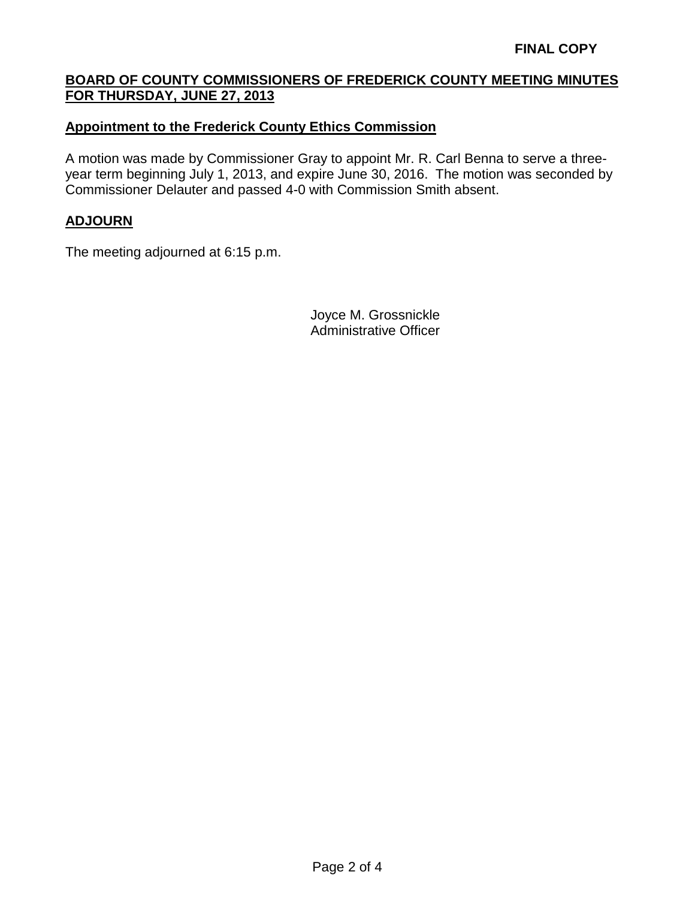**FINAL COPY**

## BOARD OF COUNTY COMMISSIONERS OF FREDERICK COUNTY MEETING MINUTES FOR THURSDAY, JUNE 27, 2013

### Appointment to the Frederick County Ethics Commission

A motion was made by Commissioner Gray to appoint Mr. R. Carl Benna to serve a three-year term beginning July 1, 2013, and expire June 30, 2016. The motion was seconded by Commissioner Delauter and passed 4-0 with Commission Smith absent.

### ADJOURN

The meeting adjourned at 6:15 p.m.

Joyce M. Grossnickle
Administrative Officer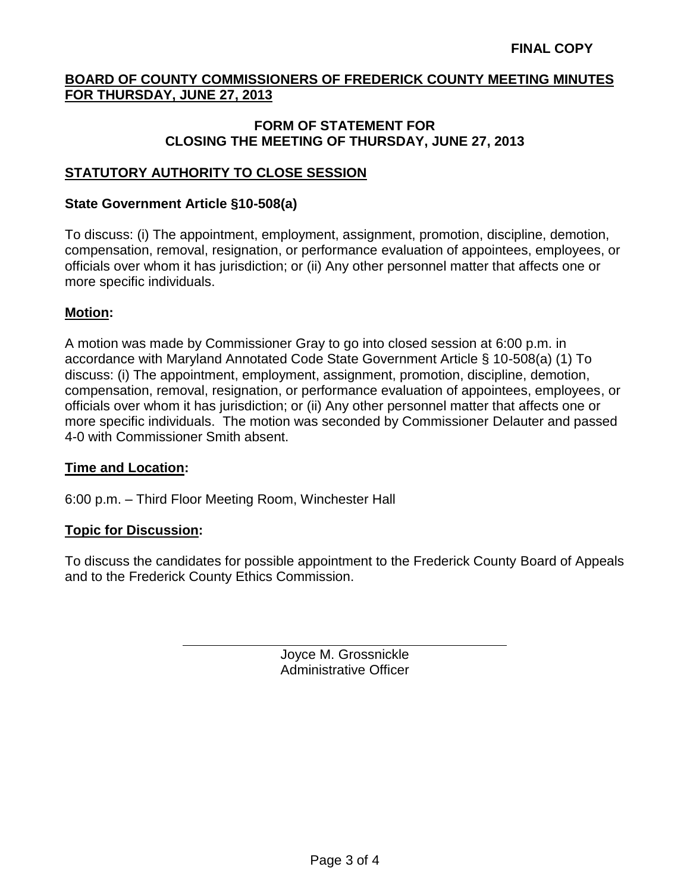**FINAL COPY**

## BOARD OF COUNTY COMMISSIONERS OF FREDERICK COUNTY MEETING MINUTES FOR THURSDAY, JUNE 27, 2013

### FORM OF STATEMENT FOR CLOSING THE MEETING OF THURSDAY, JUNE 27, 2013

### STATUTORY AUTHORITY TO CLOSE SESSION

**State Government Article §10-508(a)**

To discuss: (i) The appointment, employment, assignment, promotion, discipline, demotion, compensation, removal, resignation, or performance evaluation of appointees, employees, or officials over whom it has jurisdiction; or (ii) Any other personnel matter that affects one or more specific individuals.

**Motion:**

A motion was made by Commissioner Gray to go into closed session at 6:00 p.m. in accordance with Maryland Annotated Code State Government Article § 10-508(a) (1) To discuss: (i) The appointment, employment, assignment, promotion, discipline, demotion, compensation, removal, resignation, or performance evaluation of appointees, employees, or officials over whom it has jurisdiction; or (ii) Any other personnel matter that affects one or more specific individuals. The motion was seconded by Commissioner Delauter and passed 4-0 with Commissioner Smith absent.

**Time and Location:**

6:00 p.m. – Third Floor Meeting Room, Winchester Hall

**Topic for Discussion:**

To discuss the candidates for possible appointment to the Frederick County Board of Appeals and to the Frederick County Ethics Commission.

Joyce M. Grossnickle
Administrative Officer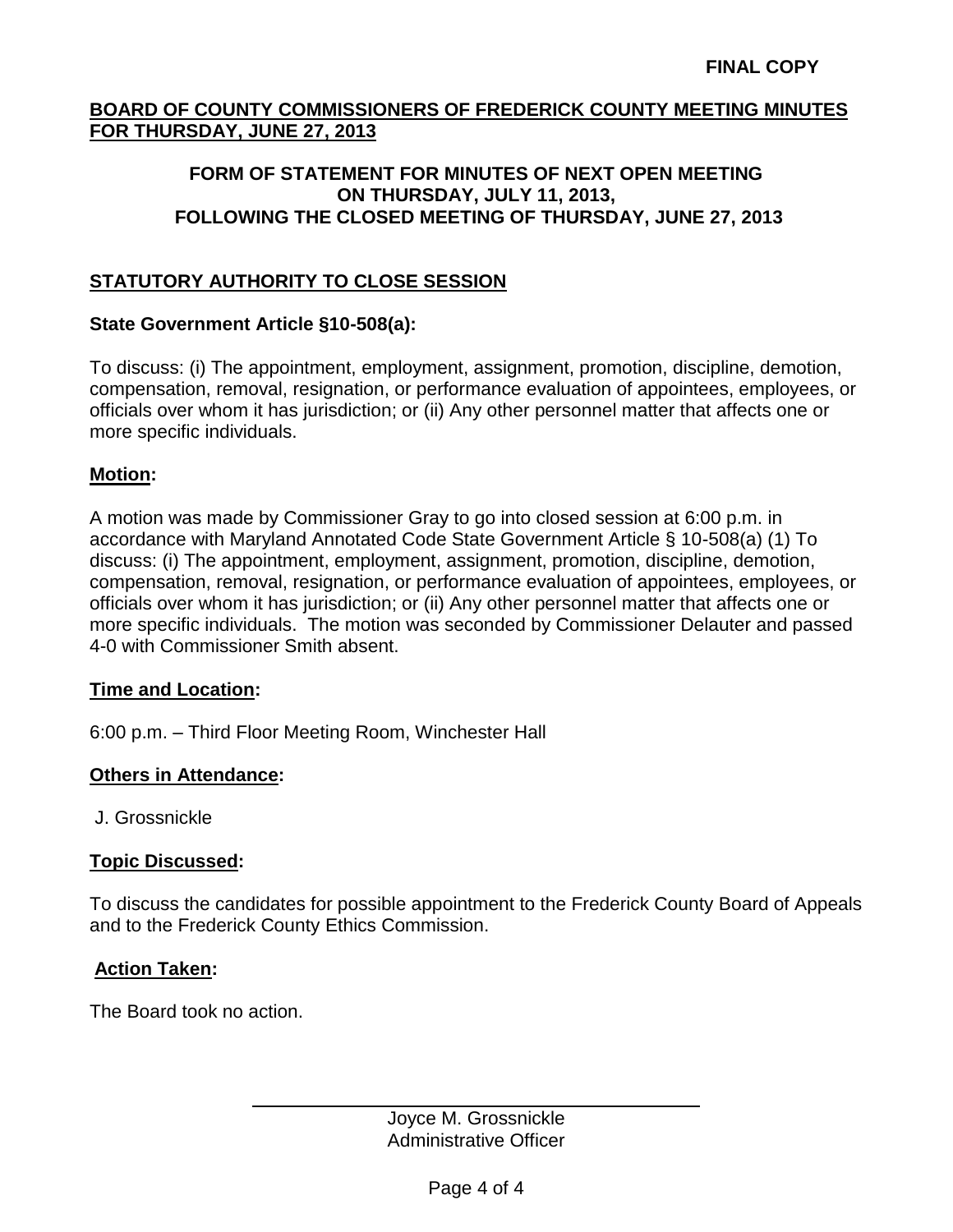**FINAL COPY**

## BOARD OF COUNTY COMMISSIONERS OF FREDERICK COUNTY MEETING MINUTES FOR THURSDAY, JUNE 27, 2013

### FORM OF STATEMENT FOR MINUTES OF NEXT OPEN MEETING ON THURSDAY, JULY 11, 2013, FOLLOWING THE CLOSED MEETING OF THURSDAY, JUNE 27, 2013

### STATUTORY AUTHORITY TO CLOSE SESSION

**State Government Article §10-508(a):**

To discuss: (i) The appointment, employment, assignment, promotion, discipline, demotion, compensation, removal, resignation, or performance evaluation of appointees, employees, or officials over whom it has jurisdiction; or (ii) Any other personnel matter that affects one or more specific individuals.

**Motion:**

A motion was made by Commissioner Gray to go into closed session at 6:00 p.m. in accordance with Maryland Annotated Code State Government Article § 10-508(a) (1) To discuss: (i) The appointment, employment, assignment, promotion, discipline, demotion, compensation, removal, resignation, or performance evaluation of appointees, employees, or officials over whom it has jurisdiction; or (ii) Any other personnel matter that affects one or more specific individuals. The motion was seconded by Commissioner Delauter and passed 4-0 with Commissioner Smith absent.

**Time and Location:**

6:00 p.m. – Third Floor Meeting Room, Winchester Hall

**Others in Attendance:**

J. Grossnickle

**Topic Discussed:**

To discuss the candidates for possible appointment to the Frederick County Board of Appeals and to the Frederick County Ethics Commission.

**Action Taken:**

The Board took no action.

Joyce M. Grossnickle
Administrative Officer